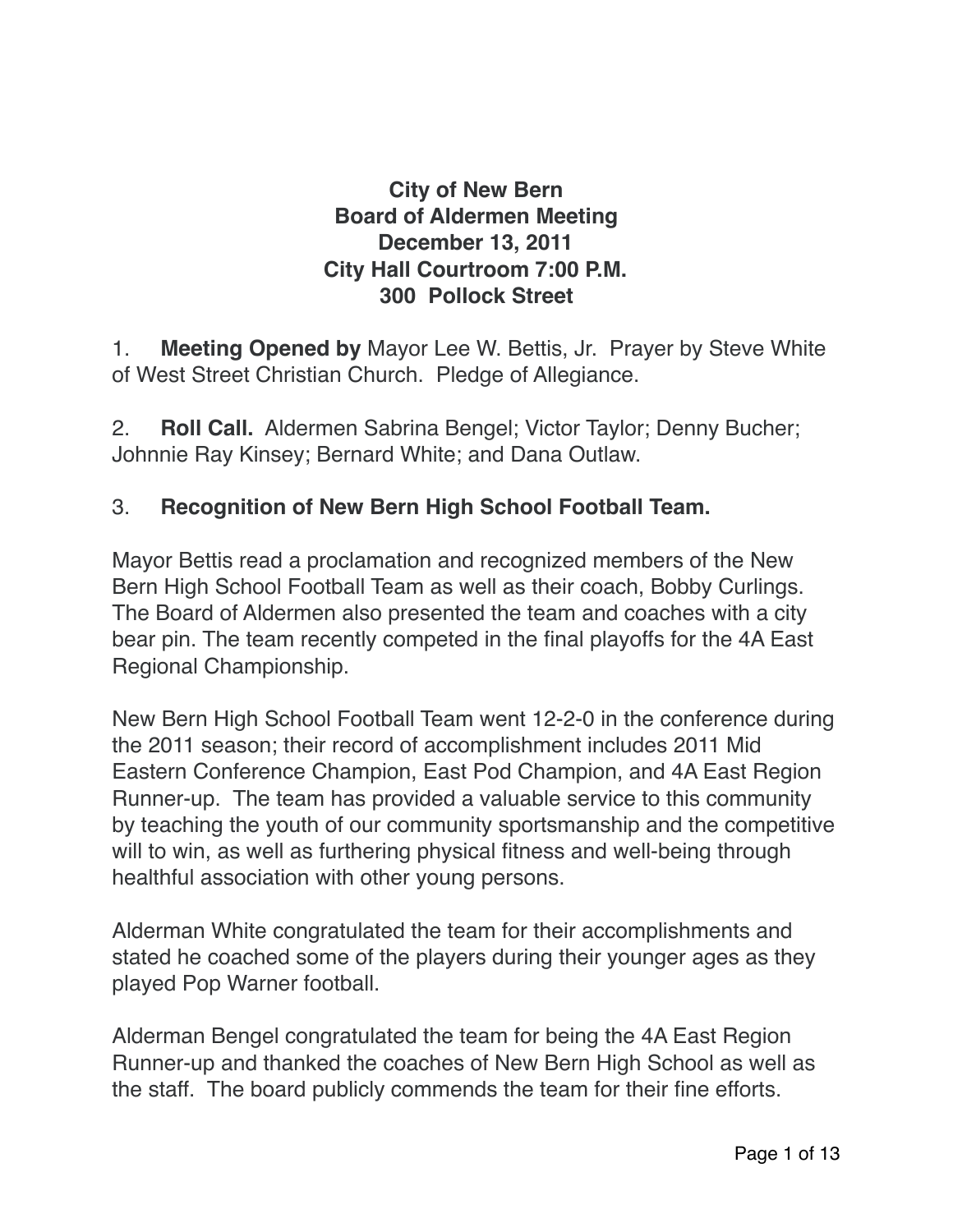**City of New Bern**
**Board of Aldermen Meeting**
**December 13, 2011**
**City Hall Courtroom 7:00 P.M.**
**300 Pollock Street**

1. **Meeting Opened by** Mayor Lee W. Bettis, Jr. Prayer by Steve White of West Street Christian Church. Pledge of Allegiance.

2. **Roll Call.** Aldermen Sabrina Bengel; Victor Taylor; Denny Bucher; Johnnie Ray Kinsey; Bernard White; and Dana Outlaw.

3. **Recognition of New Bern High School Football Team.**

Mayor Bettis read a proclamation and recognized members of the New Bern High School Football Team as well as their coach, Bobby Curlings. The Board of Aldermen also presented the team and coaches with a city bear pin. The team recently competed in the final playoffs for the 4A East Regional Championship.

New Bern High School Football Team went 12-2-0 in the conference during the 2011 season; their record of accomplishment includes 2011 Mid Eastern Conference Champion, East Pod Champion, and 4A East Region Runner-up. The team has provided a valuable service to this community by teaching the youth of our community sportsmanship and the competitive will to win, as well as furthering physical fitness and well-being through healthful association with other young persons.

Alderman White congratulated the team for their accomplishments and stated he coached some of the players during their younger ages as they played Pop Warner football.

Alderman Bengel congratulated the team for being the 4A East Region Runner-up and thanked the coaches of New Bern High School as well as the staff. The board publicly commends the team for their fine efforts.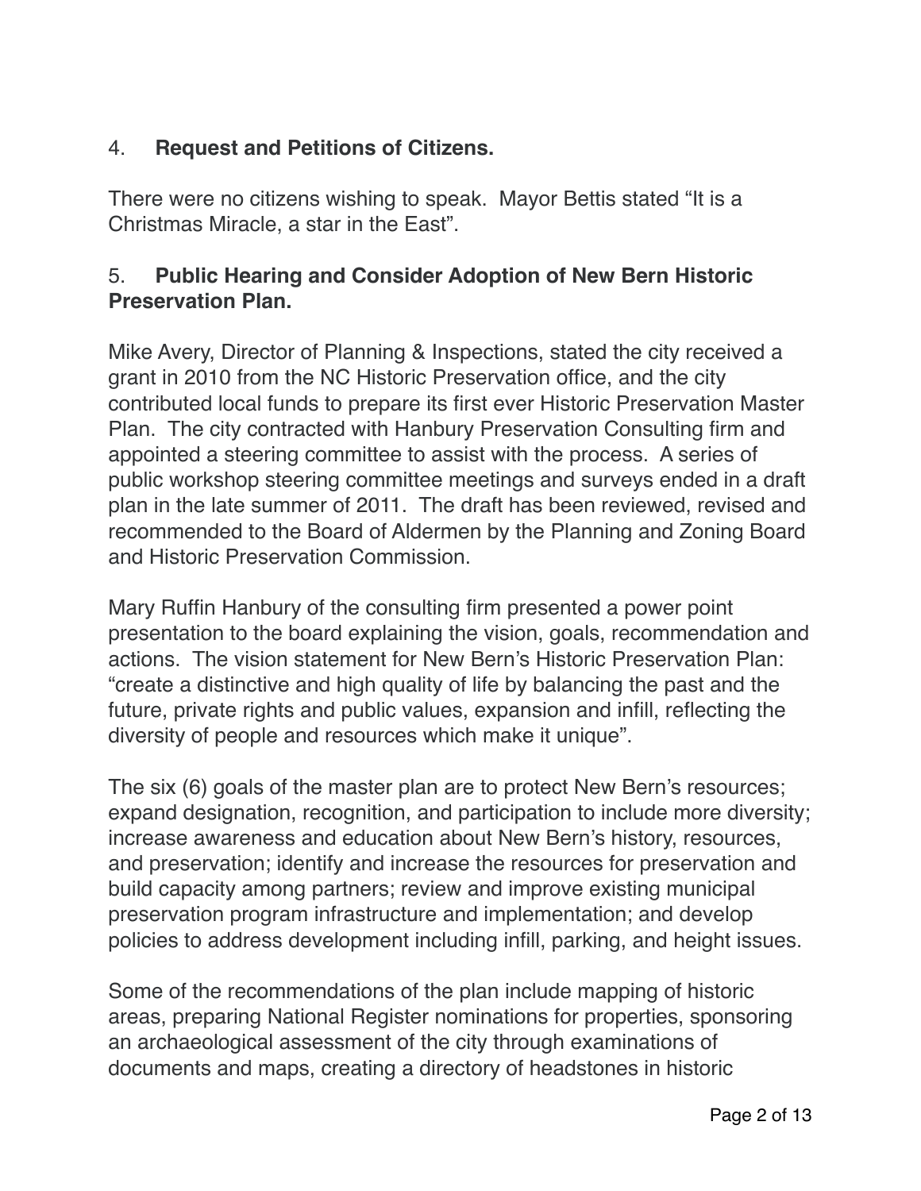4. **Request and Petitions of Citizens.**

There were no citizens wishing to speak. Mayor Bettis stated “It is a Christmas Miracle, a star in the East”.

5. **Public Hearing and Consider Adoption of New Bern Historic Preservation Plan.**

Mike Avery, Director of Planning & Inspections, stated the city received a grant in 2010 from the NC Historic Preservation office, and the city contributed local funds to prepare its first ever Historic Preservation Master Plan. The city contracted with Hanbury Preservation Consulting firm and appointed a steering committee to assist with the process. A series of public workshop steering committee meetings and surveys ended in a draft plan in the late summer of 2011. The draft has been reviewed, revised and recommended to the Board of Aldermen by the Planning and Zoning Board and Historic Preservation Commission.

Mary Ruffin Hanbury of the consulting firm presented a power point presentation to the board explaining the vision, goals, recommendation and actions. The vision statement for New Bern’s Historic Preservation Plan: “create a distinctive and high quality of life by balancing the past and the future, private rights and public values, expansion and infill, reflecting the diversity of people and resources which make it unique”.

The six (6) goals of the master plan are to protect New Bern’s resources; expand designation, recognition, and participation to include more diversity; increase awareness and education about New Bern’s history, resources, and preservation; identify and increase the resources for preservation and build capacity among partners; review and improve existing municipal preservation program infrastructure and implementation; and develop policies to address development including infill, parking, and height issues.

Some of the recommendations of the plan include mapping of historic areas, preparing National Register nominations for properties, sponsoring an archaeological assessment of the city through examinations of documents and maps, creating a directory of headstones in historic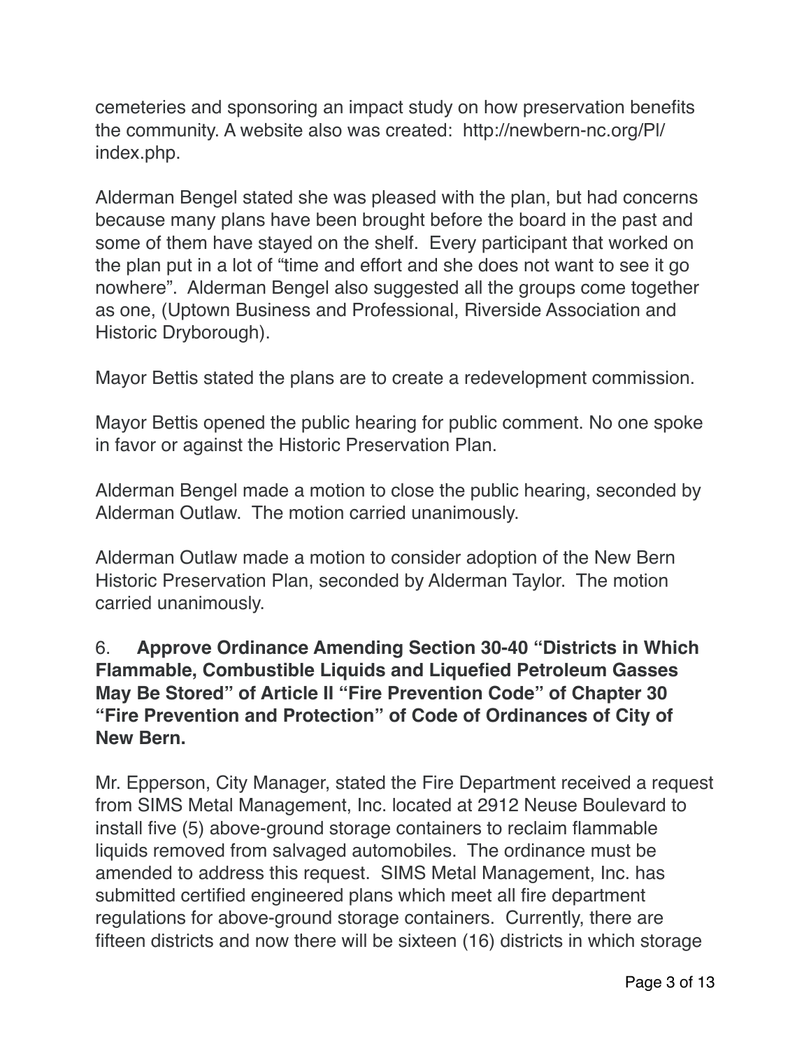cemeteries and sponsoring an impact study on how preservation benefits the community. A website also was created:  http://newbern-nc.org/PI/index.php.

Alderman Bengel stated she was pleased with the plan, but had concerns because many plans have been brought before the board in the past and some of them have stayed on the shelf.  Every participant that worked on the plan put in a lot of "time and effort and she does not want to see it go nowhere".  Alderman Bengel also suggested all the groups come together as one, (Uptown Business and Professional, Riverside Association and Historic Dryborough).

Mayor Bettis stated the plans are to create a redevelopment commission.

Mayor Bettis opened the public hearing for public comment. No one spoke in favor or against the Historic Preservation Plan.

Alderman Bengel made a motion to close the public hearing, seconded by Alderman Outlaw.  The motion carried unanimously.

Alderman Outlaw made a motion to consider adoption of the New Bern Historic Preservation Plan, seconded by Alderman Taylor.  The motion carried unanimously.

6. **Approve Ordinance Amending Section 30-40 "Districts in Which Flammable, Combustible Liquids and Liquefied Petroleum Gasses May Be Stored" of Article II "Fire Prevention Code" of Chapter 30 "Fire Prevention and Protection" of Code of Ordinances of City of New Bern.**

Mr. Epperson, City Manager, stated the Fire Department received a request from SIMS Metal Management, Inc. located at 2912 Neuse Boulevard to install five (5) above-ground storage containers to reclaim flammable liquids removed from salvaged automobiles.  The ordinance must be amended to address this request.  SIMS Metal Management, Inc. has submitted certified engineered plans which meet all fire department regulations for above-ground storage containers.  Currently, there are fifteen districts and now there will be sixteen (16) districts in which storage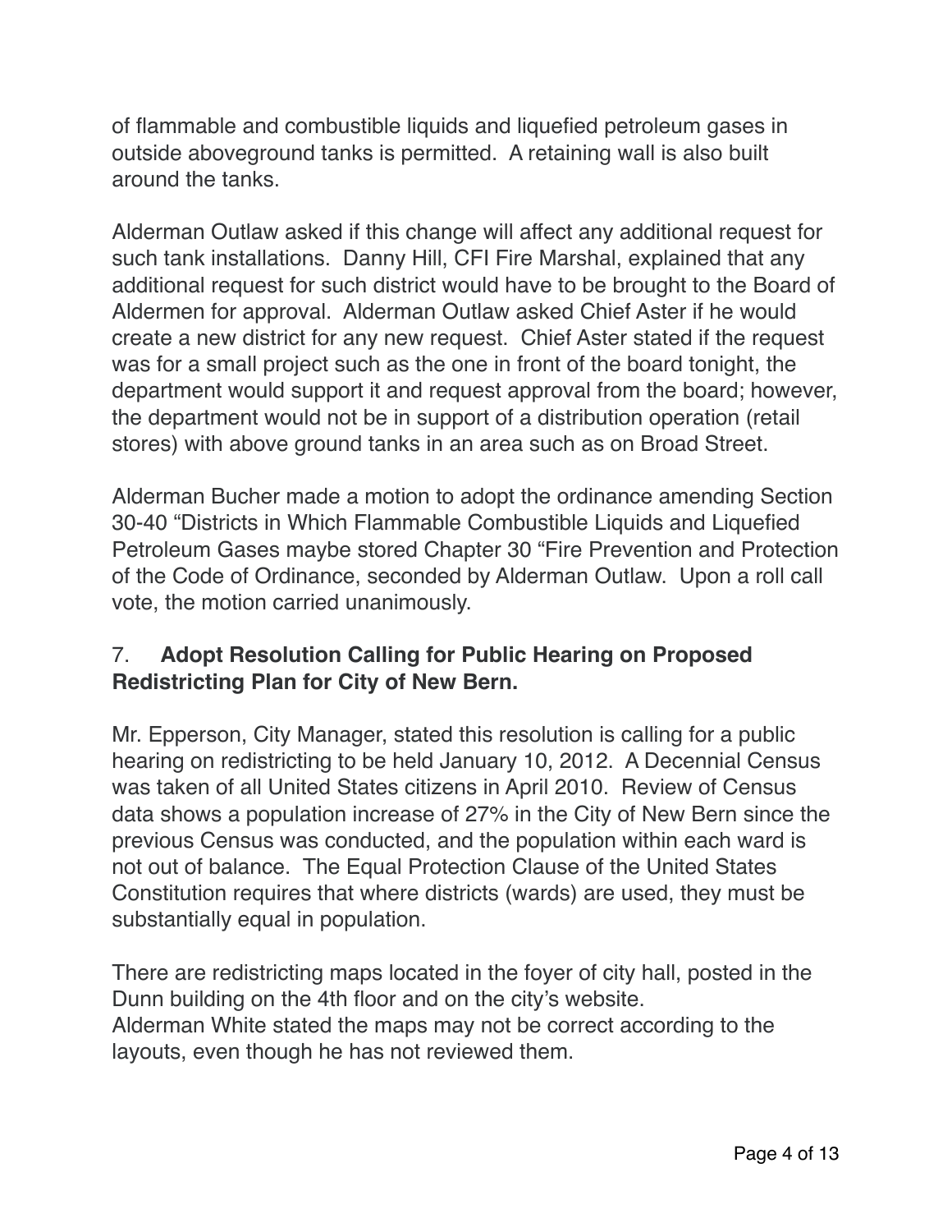of flammable and combustible liquids and liquefied petroleum gases in outside aboveground tanks is permitted.  A retaining wall is also built around the tanks.

Alderman Outlaw asked if this change will affect any additional request for such tank installations.  Danny Hill, CFI Fire Marshal, explained that any additional request for such district would have to be brought to the Board of Aldermen for approval.  Alderman Outlaw asked Chief Aster if he would create a new district for any new request.  Chief Aster stated if the request was for a small project such as the one in front of the board tonight, the department would support it and request approval from the board; however, the department would not be in support of a distribution operation (retail stores) with above ground tanks in an area such as on Broad Street.

Alderman Bucher made a motion to adopt the ordinance amending Section 30-40 "Districts in Which Flammable Combustible Liquids and Liquefied Petroleum Gases maybe stored Chapter 30 "Fire Prevention and Protection of the Code of Ordinance, seconded by Alderman Outlaw.  Upon a roll call vote, the motion carried unanimously.

7. **Adopt Resolution Calling for Public Hearing on Proposed Redistricting Plan for City of New Bern.**

Mr. Epperson, City Manager, stated this resolution is calling for a public hearing on redistricting to be held January 10, 2012.  A Decennial Census was taken of all United States citizens in April 2010.  Review of Census data shows a population increase of 27% in the City of New Bern since the previous Census was conducted, and the population within each ward is not out of balance.  The Equal Protection Clause of the United States Constitution requires that where districts (wards) are used, they must be substantially equal in population.

There are redistricting maps located in the foyer of city hall, posted in the Dunn building on the 4th floor and on the city's website.
Alderman White stated the maps may not be correct according to the layouts, even though he has not reviewed them.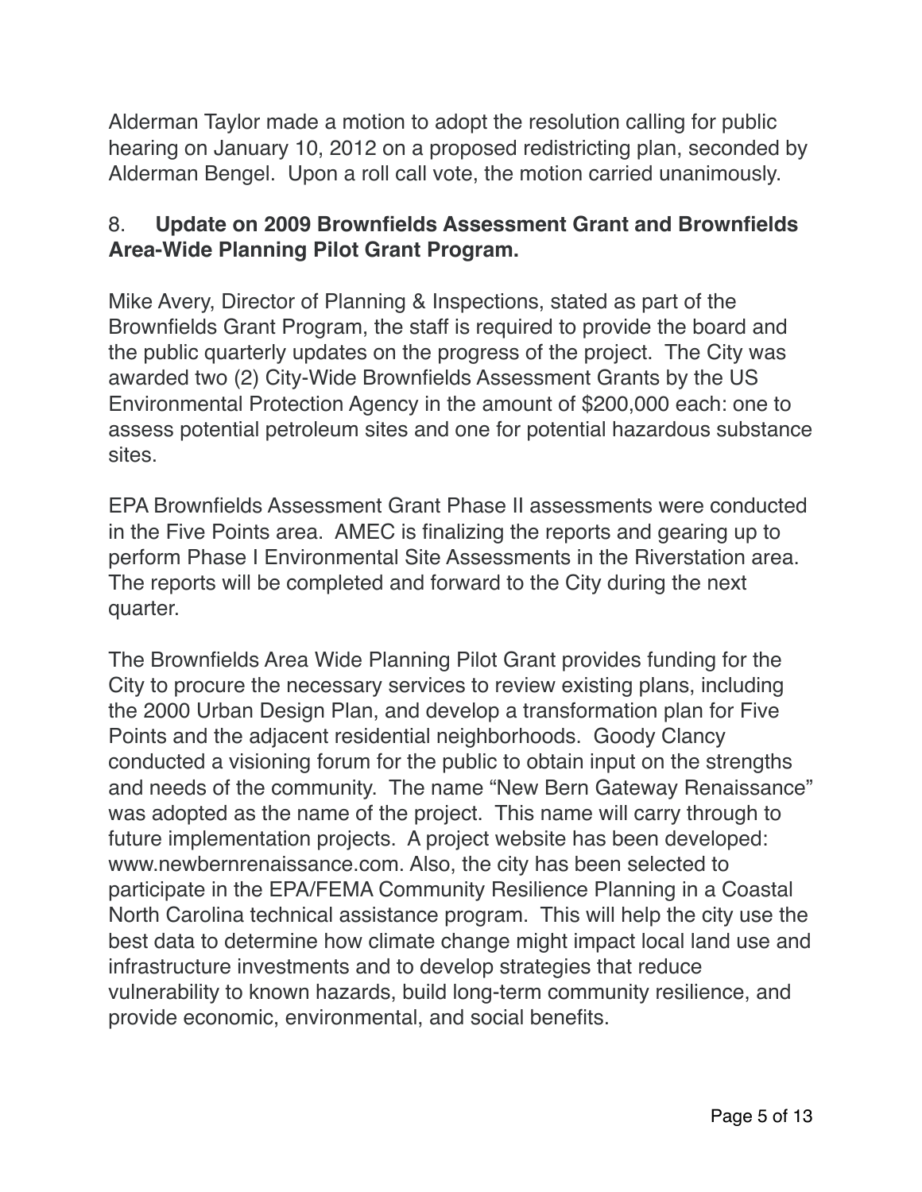Alderman Taylor made a motion to adopt the resolution calling for public hearing on January 10, 2012 on a proposed redistricting plan, seconded by Alderman Bengel. Upon a roll call vote, the motion carried unanimously.

8. **Update on 2009 Brownfields Assessment Grant and Brownfields Area-Wide Planning Pilot Grant Program.**

Mike Avery, Director of Planning & Inspections, stated as part of the Brownfields Grant Program, the staff is required to provide the board and the public quarterly updates on the progress of the project. The City was awarded two (2) City-Wide Brownfields Assessment Grants by the US Environmental Protection Agency in the amount of $200,000 each: one to assess potential petroleum sites and one for potential hazardous substance sites.

EPA Brownfields Assessment Grant Phase II assessments were conducted in the Five Points area. AMEC is finalizing the reports and gearing up to perform Phase I Environmental Site Assessments in the Riverstation area. The reports will be completed and forward to the City during the next quarter.

The Brownfields Area Wide Planning Pilot Grant provides funding for the City to procure the necessary services to review existing plans, including the 2000 Urban Design Plan, and develop a transformation plan for Five Points and the adjacent residential neighborhoods. Goody Clancy conducted a visioning forum for the public to obtain input on the strengths and needs of the community. The name "New Bern Gateway Renaissance" was adopted as the name of the project. This name will carry through to future implementation projects. A project website has been developed: www.newbernrenaissance.com. Also, the city has been selected to participate in the EPA/FEMA Community Resilience Planning in a Coastal North Carolina technical assistance program. This will help the city use the best data to determine how climate change might impact local land use and infrastructure investments and to develop strategies that reduce vulnerability to known hazards, build long-term community resilience, and provide economic, environmental, and social benefits.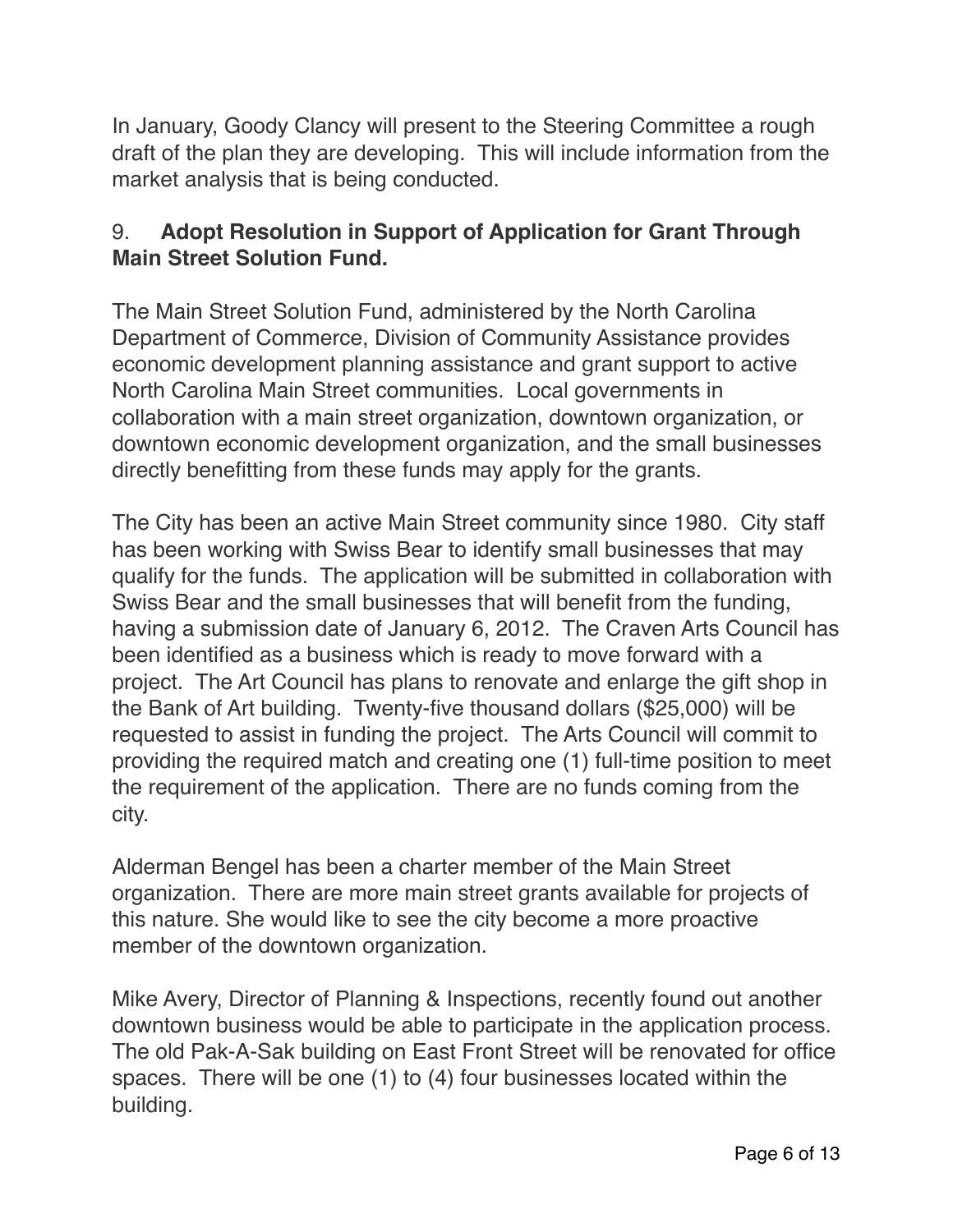In January, Goody Clancy will present to the Steering Committee a rough draft of the plan they are developing. This will include information from the market analysis that is being conducted.

9. **Adopt Resolution in Support of Application for Grant Through Main Street Solution Fund.**

The Main Street Solution Fund, administered by the North Carolina Department of Commerce, Division of Community Assistance provides economic development planning assistance and grant support to active North Carolina Main Street communities. Local governments in collaboration with a main street organization, downtown organization, or downtown economic development organization, and the small businesses directly benefitting from these funds may apply for the grants.

The City has been an active Main Street community since 1980. City staff has been working with Swiss Bear to identify small businesses that may qualify for the funds. The application will be submitted in collaboration with Swiss Bear and the small businesses that will benefit from the funding, having a submission date of January 6, 2012. The Craven Arts Council has been identified as a business which is ready to move forward with a project. The Art Council has plans to renovate and enlarge the gift shop in the Bank of Art building. Twenty-five thousand dollars ($25,000) will be requested to assist in funding the project. The Arts Council will commit to providing the required match and creating one (1) full-time position to meet the requirement of the application. There are no funds coming from the city.

Alderman Bengel has been a charter member of the Main Street organization. There are more main street grants available for projects of this nature. She would like to see the city become a more proactive member of the downtown organization.

Mike Avery, Director of Planning & Inspections, recently found out another downtown business would be able to participate in the application process. The old Pak-A-Sak building on East Front Street will be renovated for office spaces. There will be one (1) to (4) four businesses located within the building.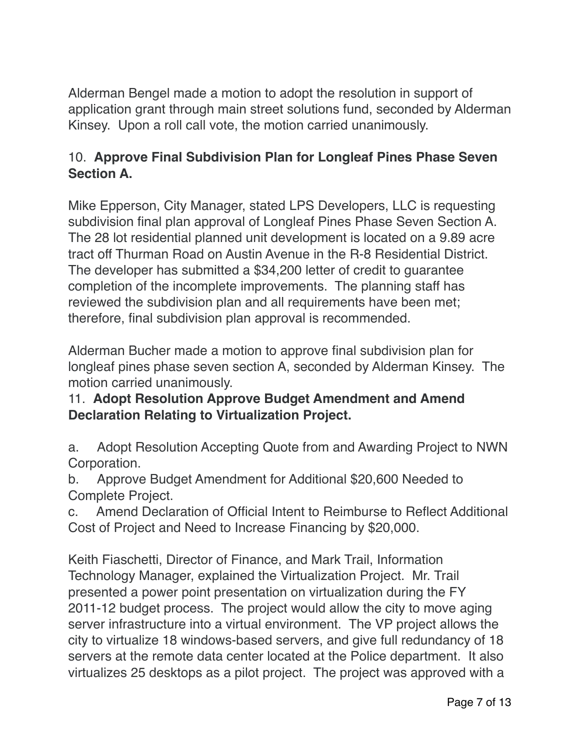Alderman Bengel made a motion to adopt the resolution in support of application grant through main street solutions fund, seconded by Alderman Kinsey. Upon a roll call vote, the motion carried unanimously.

10. **Approve Final Subdivision Plan for Longleaf Pines Phase Seven Section A.**

Mike Epperson, City Manager, stated LPS Developers, LLC is requesting subdivision final plan approval of Longleaf Pines Phase Seven Section A. The 28 lot residential planned unit development is located on a 9.89 acre tract off Thurman Road on Austin Avenue in the R-8 Residential District. The developer has submitted a $34,200 letter of credit to guarantee completion of the incomplete improvements. The planning staff has reviewed the subdivision plan and all requirements have been met; therefore, final subdivision plan approval is recommended.

Alderman Bucher made a motion to approve final subdivision plan for longleaf pines phase seven section A, seconded by Alderman Kinsey. The motion carried unanimously.

11. **Adopt Resolution Approve Budget Amendment and Amend Declaration Relating to Virtualization Project.**

a. Adopt Resolution Accepting Quote from and Awarding Project to NWN Corporation.

b. Approve Budget Amendment for Additional $20,600 Needed to Complete Project.

c. Amend Declaration of Official Intent to Reimburse to Reflect Additional Cost of Project and Need to Increase Financing by $20,000.

Keith Fiaschetti, Director of Finance, and Mark Trail, Information Technology Manager, explained the Virtualization Project. Mr. Trail presented a power point presentation on virtualization during the FY 2011-12 budget process. The project would allow the city to move aging server infrastructure into a virtual environment. The VP project allows the city to virtualize 18 windows-based servers, and give full redundancy of 18 servers at the remote data center located at the Police department. It also virtualizes 25 desktops as a pilot project. The project was approved with a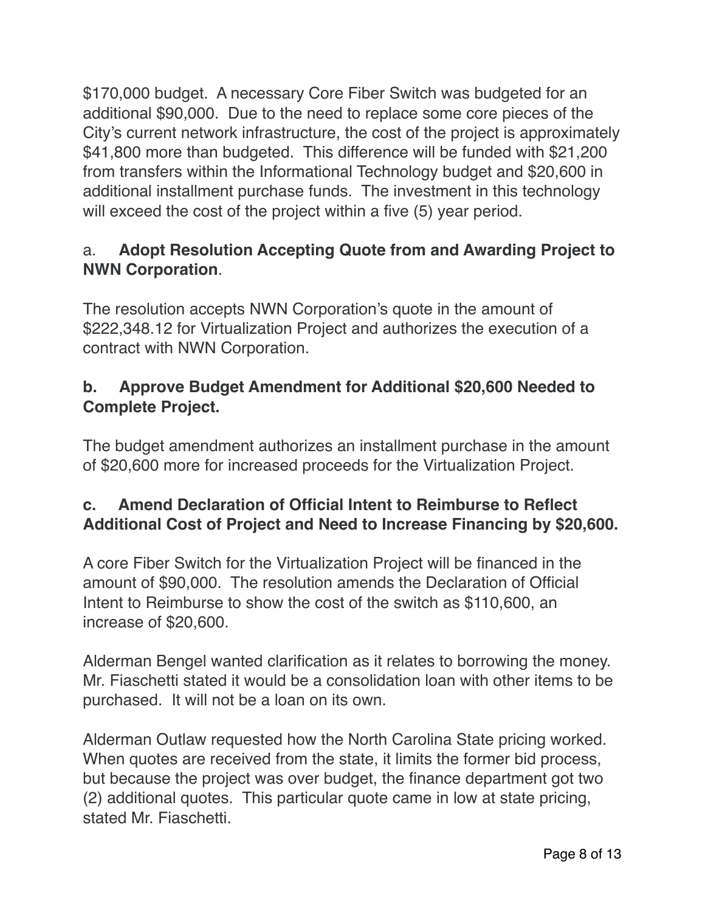$170,000 budget. A necessary Core Fiber Switch was budgeted for an additional $90,000. Due to the need to replace some core pieces of the City's current network infrastructure, the cost of the project is approximately $41,800 more than budgeted. This difference will be funded with $21,200 from transfers within the Informational Technology budget and $20,600 in additional installment purchase funds. The investment in this technology will exceed the cost of the project within a five (5) year period.

a. **Adopt Resolution Accepting Quote from and Awarding Project to NWN Corporation**.

The resolution accepts NWN Corporation's quote in the amount of $222,348.12 for Virtualization Project and authorizes the execution of a contract with NWN Corporation.

**b. Approve Budget Amendment for Additional $20,600 Needed to Complete Project.**

The budget amendment authorizes an installment purchase in the amount of $20,600 more for increased proceeds for the Virtualization Project.

**c. Amend Declaration of Official Intent to Reimburse to Reflect Additional Cost of Project and Need to Increase Financing by $20,600.**

A core Fiber Switch for the Virtualization Project will be financed in the amount of $90,000. The resolution amends the Declaration of Official Intent to Reimburse to show the cost of the switch as $110,600, an increase of $20,600.

Alderman Bengel wanted clarification as it relates to borrowing the money. Mr. Fiaschetti stated it would be a consolidation loan with other items to be purchased. It will not be a loan on its own.

Alderman Outlaw requested how the North Carolina State pricing worked. When quotes are received from the state, it limits the former bid process, but because the project was over budget, the finance department got two (2) additional quotes. This particular quote came in low at state pricing, stated Mr. Fiaschetti.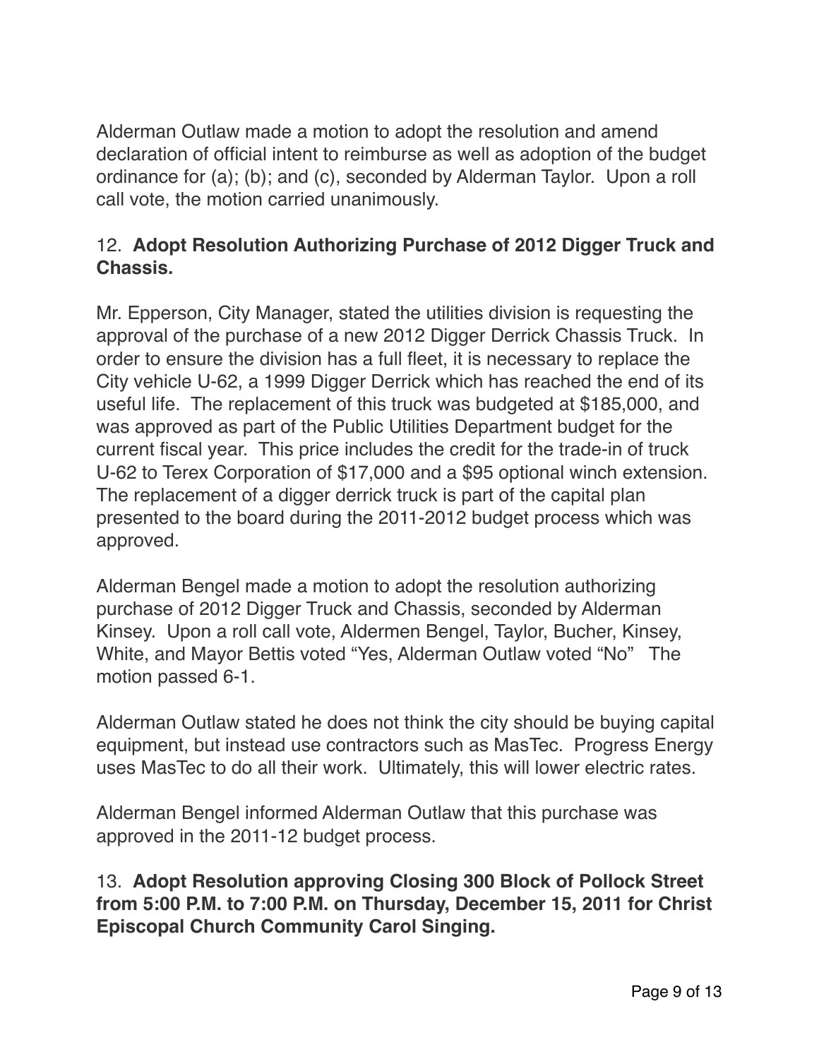Alderman Outlaw made a motion to adopt the resolution and amend declaration of official intent to reimburse as well as adoption of the budget ordinance for (a); (b); and (c), seconded by Alderman Taylor. Upon a roll call vote, the motion carried unanimously.

12. **Adopt Resolution Authorizing Purchase of 2012 Digger Truck and Chassis.**

Mr. Epperson, City Manager, stated the utilities division is requesting the approval of the purchase of a new 2012 Digger Derrick Chassis Truck. In order to ensure the division has a full fleet, it is necessary to replace the City vehicle U-62, a 1999 Digger Derrick which has reached the end of its useful life. The replacement of this truck was budgeted at $185,000, and was approved as part of the Public Utilities Department budget for the current fiscal year. This price includes the credit for the trade-in of truck U-62 to Terex Corporation of $17,000 and a $95 optional winch extension. The replacement of a digger derrick truck is part of the capital plan presented to the board during the 2011-2012 budget process which was approved.

Alderman Bengel made a motion to adopt the resolution authorizing purchase of 2012 Digger Truck and Chassis, seconded by Alderman Kinsey. Upon a roll call vote, Aldermen Bengel, Taylor, Bucher, Kinsey, White, and Mayor Bettis voted "Yes, Alderman Outlaw voted "No" The motion passed 6-1.

Alderman Outlaw stated he does not think the city should be buying capital equipment, but instead use contractors such as MasTec. Progress Energy uses MasTec to do all their work. Ultimately, this will lower electric rates.

Alderman Bengel informed Alderman Outlaw that this purchase was approved in the 2011-12 budget process.

13. **Adopt Resolution approving Closing 300 Block of Pollock Street from 5:00 P.M. to 7:00 P.M. on Thursday, December 15, 2011 for Christ Episcopal Church Community Carol Singing.**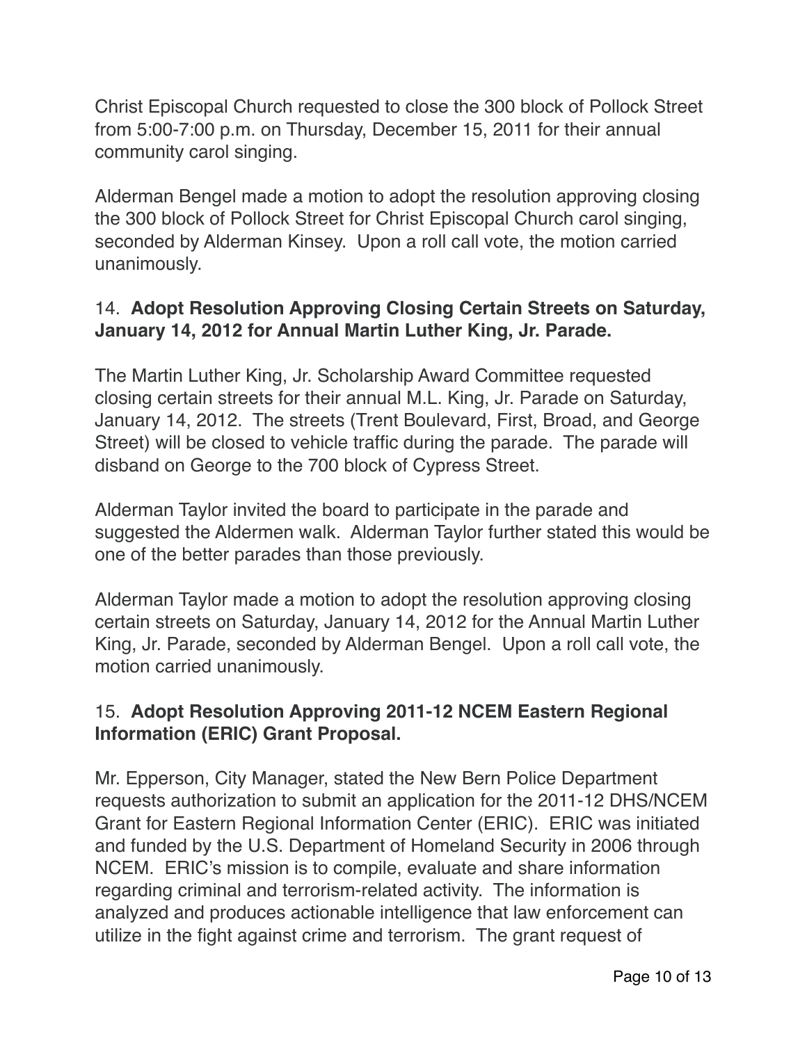Christ Episcopal Church requested to close the 300 block of Pollock Street from 5:00-7:00 p.m. on Thursday, December 15, 2011 for their annual community carol singing.

Alderman Bengel made a motion to adopt the resolution approving closing the 300 block of Pollock Street for Christ Episcopal Church carol singing, seconded by Alderman Kinsey. Upon a roll call vote, the motion carried unanimously.

14. **Adopt Resolution Approving Closing Certain Streets on Saturday, January 14, 2012 for Annual Martin Luther King, Jr. Parade.**

The Martin Luther King, Jr. Scholarship Award Committee requested closing certain streets for their annual M.L. King, Jr. Parade on Saturday, January 14, 2012. The streets (Trent Boulevard, First, Broad, and George Street) will be closed to vehicle traffic during the parade. The parade will disband on George to the 700 block of Cypress Street.

Alderman Taylor invited the board to participate in the parade and suggested the Aldermen walk. Alderman Taylor further stated this would be one of the better parades than those previously.

Alderman Taylor made a motion to adopt the resolution approving closing certain streets on Saturday, January 14, 2012 for the Annual Martin Luther King, Jr. Parade, seconded by Alderman Bengel. Upon a roll call vote, the motion carried unanimously.

15. **Adopt Resolution Approving 2011-12 NCEM Eastern Regional Information (ERIC) Grant Proposal.**

Mr. Epperson, City Manager, stated the New Bern Police Department requests authorization to submit an application for the 2011-12 DHS/NCEM Grant for Eastern Regional Information Center (ERIC). ERIC was initiated and funded by the U.S. Department of Homeland Security in 2006 through NCEM. ERIC's mission is to compile, evaluate and share information regarding criminal and terrorism-related activity. The information is analyzed and produces actionable intelligence that law enforcement can utilize in the fight against crime and terrorism. The grant request of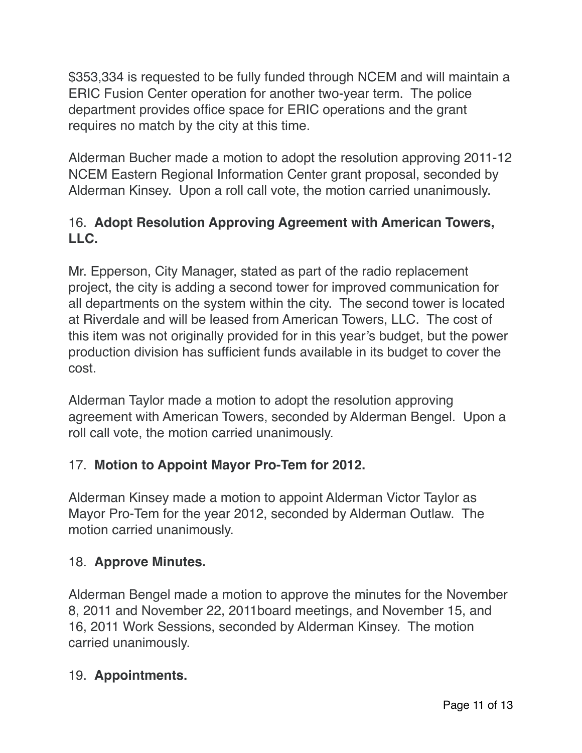$353,334 is requested to be fully funded through NCEM and will maintain a ERIC Fusion Center operation for another two-year term. The police department provides office space for ERIC operations and the grant requires no match by the city at this time.

Alderman Bucher made a motion to adopt the resolution approving 2011-12 NCEM Eastern Regional Information Center grant proposal, seconded by Alderman Kinsey. Upon a roll call vote, the motion carried unanimously.

16. **Adopt Resolution Approving Agreement with American Towers, LLC.**

Mr. Epperson, City Manager, stated as part of the radio replacement project, the city is adding a second tower for improved communication for all departments on the system within the city. The second tower is located at Riverdale and will be leased from American Towers, LLC. The cost of this item was not originally provided for in this year's budget, but the power production division has sufficient funds available in its budget to cover the cost.

Alderman Taylor made a motion to adopt the resolution approving agreement with American Towers, seconded by Alderman Bengel. Upon a roll call vote, the motion carried unanimously.

17. **Motion to Appoint Mayor Pro-Tem for 2012.**

Alderman Kinsey made a motion to appoint Alderman Victor Taylor as Mayor Pro-Tem for the year 2012, seconded by Alderman Outlaw. The motion carried unanimously.

18. **Approve Minutes.**

Alderman Bengel made a motion to approve the minutes for the November 8, 2011 and November 22, 2011board meetings, and November 15, and 16, 2011 Work Sessions, seconded by Alderman Kinsey. The motion carried unanimously.

19. **Appointments.**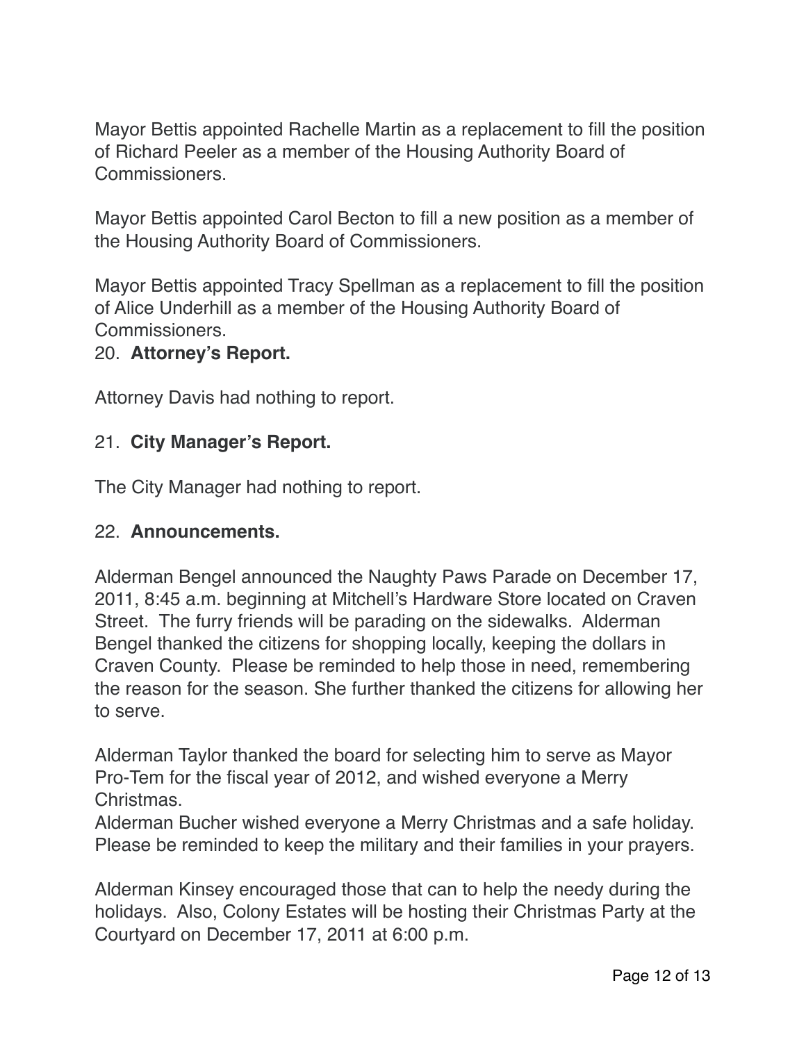Mayor Bettis appointed Rachelle Martin as a replacement to fill the position of Richard Peeler as a member of the Housing Authority Board of Commissioners.

Mayor Bettis appointed Carol Becton to fill a new position as a member of the Housing Authority Board of Commissioners.

Mayor Bettis appointed Tracy Spellman as a replacement to fill the position of Alice Underhill as a member of the Housing Authority Board of Commissioners.

20. **Attorney's Report.**

Attorney Davis had nothing to report.

21. **City Manager's Report.**

The City Manager had nothing to report.

22. **Announcements.**

Alderman Bengel announced the Naughty Paws Parade on December 17, 2011, 8:45 a.m. beginning at Mitchell's Hardware Store located on Craven Street. The furry friends will be parading on the sidewalks. Alderman Bengel thanked the citizens for shopping locally, keeping the dollars in Craven County. Please be reminded to help those in need, remembering the reason for the season. She further thanked the citizens for allowing her to serve.

Alderman Taylor thanked the board for selecting him to serve as Mayor Pro-Tem for the fiscal year of 2012, and wished everyone a Merry Christmas.

Alderman Bucher wished everyone a Merry Christmas and a safe holiday. Please be reminded to keep the military and their families in your prayers.

Alderman Kinsey encouraged those that can to help the needy during the holidays. Also, Colony Estates will be hosting their Christmas Party at the Courtyard on December 17, 2011 at 6:00 p.m.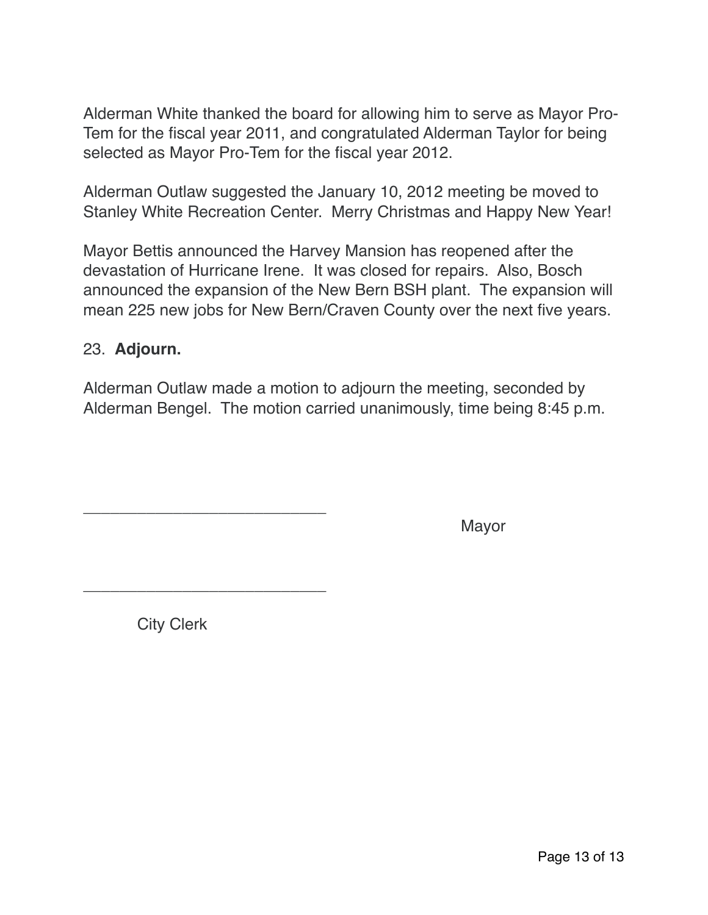Alderman White thanked the board for allowing him to serve as Mayor Pro-Tem for the fiscal year 2011, and congratulated Alderman Taylor for being selected as Mayor Pro-Tem for the fiscal year 2012.

Alderman Outlaw suggested the January 10, 2012 meeting be moved to Stanley White Recreation Center. Merry Christmas and Happy New Year!

Mayor Bettis announced the Harvey Mansion has reopened after the devastation of Hurricane Irene. It was closed for repairs. Also, Bosch announced the expansion of the New Bern BSH plant. The expansion will mean 225 new jobs for New Bern/Craven County over the next five years.

23. **Adjourn.**

Alderman Outlaw made a motion to adjourn the meeting, seconded by Alderman Bengel. The motion carried unanimously, time being 8:45 p.m.

___________________________ Mayor

___________________________

City Clerk